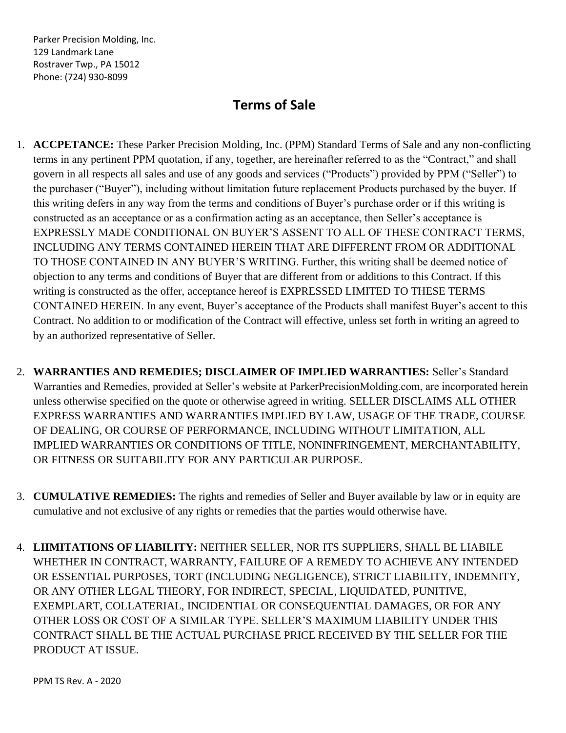Parker Precision Molding, Inc.
129 Landmark Lane
Rostraver Twp., PA 15012
Phone: (724) 930-8099

# Terms of Sale

1. **ACCPETANCE:** These Parker Precision Molding, Inc. (PPM) Standard Terms of Sale and any non-conflicting terms in any pertinent PPM quotation, if any, together, are hereinafter referred to as the "Contract," and shall govern in all respects all sales and use of any goods and services ("Products") provided by PPM ("Seller") to the purchaser ("Buyer"), including without limitation future replacement Products purchased by the buyer. If this writing defers in any way from the terms and conditions of Buyer's purchase order or if this writing is constructed as an acceptance or as a confirmation acting as an acceptance, then Seller's acceptance is EXPRESSLY MADE CONDITIONAL ON BUYER'S ASSENT TO ALL OF THESE CONTRACT TERMS, INCLUDING ANY TERMS CONTAINED HEREIN THAT ARE DIFFERENT FROM OR ADDITIONAL TO THOSE CONTAINED IN ANY BUYER'S WRITING. Further, this writing shall be deemed notice of objection to any terms and conditions of Buyer that are different from or additions to this Contract. If this writing is constructed as the offer, acceptance hereof is EXPRESSED LIMITED TO THESE TERMS CONTAINED HEREIN. In any event, Buyer's acceptance of the Products shall manifest Buyer's accent to this Contract. No addition to or modification of the Contract will effective, unless set forth in writing an agreed to by an authorized representative of Seller.

2. **WARRANTIES AND REMEDIES; DISCLAIMER OF IMPLIED WARRANTIES:** Seller's Standard Warranties and Remedies, provided at Seller's website at ParkerPrecisionMolding.com, are incorporated herein unless otherwise specified on the quote or otherwise agreed in writing. SELLER DISCLAIMS ALL OTHER EXPRESS WARRANTIES AND WARRANTIES IMPLIED BY LAW, USAGE OF THE TRADE, COURSE OF DEALING, OR COURSE OF PERFORMANCE, INCLUDING WITHOUT LIMITATION, ALL IMPLIED WARRANTIES OR CONDITIONS OF TITLE, NONINFRINGEMENT, MERCHANTABILITY, OR FITNESS OR SUITABILITY FOR ANY PARTICULAR PURPOSE.

3. **CUMULATIVE REMEDIES:** The rights and remedies of Seller and Buyer available by law or in equity are cumulative and not exclusive of any rights or remedies that the parties would otherwise have.

4. **LIIMITATIONS OF LIABILITY:** NEITHER SELLER, NOR ITS SUPPLIERS, SHALL BE LIABILE WHETHER IN CONTRACT, WARRANTY, FAILURE OF A REMEDY TO ACHIEVE ANY INTENDED OR ESSENTIAL PURPOSES, TORT (INCLUDING NEGLIGENCE), STRICT LIABILITY, INDEMNITY, OR ANY OTHER LEGAL THEORY, FOR INDIRECT, SPECIAL, LIQUIDATED, PUNITIVE, EXEMPLART, COLLATERIAL, INCIDENTIAL OR CONSEQUENTIAL DAMAGES, OR FOR ANY OTHER LOSS OR COST OF A SIMILAR TYPE. SELLER'S MAXIMUM LIABILITY UNDER THIS CONTRACT SHALL BE THE ACTUAL PURCHASE PRICE RECEIVED BY THE SELLER FOR THE PRODUCT AT ISSUE.

PPM TS Rev. A - 2020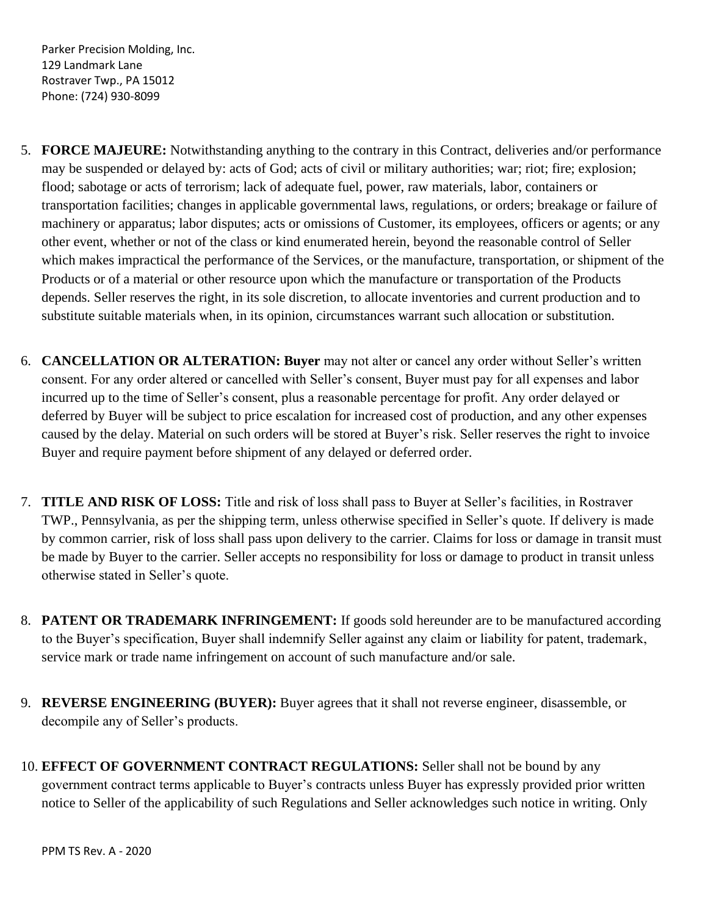5. **FORCE MAJEURE:** Notwithstanding anything to the contrary in this Contract, deliveries and/or performance may be suspended or delayed by: acts of God; acts of civil or military authorities; war; riot; fire; explosion; flood; sabotage or acts of terrorism; lack of adequate fuel, power, raw materials, labor, containers or transportation facilities; changes in applicable governmental laws, regulations, or orders; breakage or failure of machinery or apparatus; labor disputes; acts or omissions of Customer, its employees, officers or agents; or any other event, whether or not of the class or kind enumerated herein, beyond the reasonable control of Seller which makes impractical the performance of the Services, or the manufacture, transportation, or shipment of the Products or of a material or other resource upon which the manufacture or transportation of the Products depends. Seller reserves the right, in its sole discretion, to allocate inventories and current production and to substitute suitable materials when, in its opinion, circumstances warrant such allocation or substitution.

6. **CANCELLATION OR ALTERATION: Buyer** may not alter or cancel any order without Seller's written consent. For any order altered or cancelled with Seller's consent, Buyer must pay for all expenses and labor incurred up to the time of Seller's consent, plus a reasonable percentage for profit. Any order delayed or deferred by Buyer will be subject to price escalation for increased cost of production, and any other expenses caused by the delay. Material on such orders will be stored at Buyer's risk. Seller reserves the right to invoice Buyer and require payment before shipment of any delayed or deferred order.

7. **TITLE AND RISK OF LOSS:** Title and risk of loss shall pass to Buyer at Seller's facilities, in Rostraver TWP., Pennsylvania, as per the shipping term, unless otherwise specified in Seller's quote. If delivery is made by common carrier, risk of loss shall pass upon delivery to the carrier. Claims for loss or damage in transit must be made by Buyer to the carrier. Seller accepts no responsibility for loss or damage to product in transit unless otherwise stated in Seller's quote.

8. **PATENT OR TRADEMARK INFRINGEMENT:** If goods sold hereunder are to be manufactured according to the Buyer's specification, Buyer shall indemnify Seller against any claim or liability for patent, trademark, service mark or trade name infringement on account of such manufacture and/or sale.

9. **REVERSE ENGINEERING (BUYER):** Buyer agrees that it shall not reverse engineer, disassemble, or decompile any of Seller's products.

10. **EFFECT OF GOVERNMENT CONTRACT REGULATIONS:** Seller shall not be bound by any government contract terms applicable to Buyer's contracts unless Buyer has expressly provided prior written notice to Seller of the applicability of such Regulations and Seller acknowledges such notice in writing. Only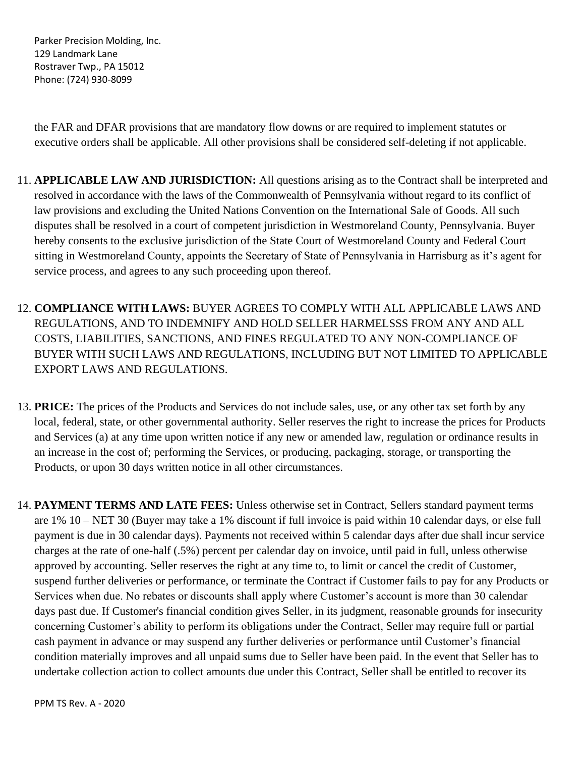the FAR and DFAR provisions that are mandatory flow downs or are required to implement statutes or executive orders shall be applicable. All other provisions shall be considered self-deleting if not applicable.

11. **APPLICABLE LAW AND JURISDICTION:** All questions arising as to the Contract shall be interpreted and resolved in accordance with the laws of the Commonwealth of Pennsylvania without regard to its conflict of law provisions and excluding the United Nations Convention on the International Sale of Goods. All such disputes shall be resolved in a court of competent jurisdiction in Westmoreland County, Pennsylvania. Buyer hereby consents to the exclusive jurisdiction of the State Court of Westmoreland County and Federal Court sitting in Westmoreland County, appoints the Secretary of State of Pennsylvania in Harrisburg as it's agent for service process, and agrees to any such proceeding upon thereof.

12. **COMPLIANCE WITH LAWS:** BUYER AGREES TO COMPLY WITH ALL APPLICABLE LAWS AND REGULATIONS, AND TO INDEMNIFY AND HOLD SELLER HARMELSSS FROM ANY AND ALL COSTS, LIABILITIES, SANCTIONS, AND FINES REGULATED TO ANY NON-COMPLIANCE OF BUYER WITH SUCH LAWS AND REGULATIONS, INCLUDING BUT NOT LIMITED TO APPLICABLE EXPORT LAWS AND REGULATIONS.

13. **PRICE:** The prices of the Products and Services do not include sales, use, or any other tax set forth by any local, federal, state, or other governmental authority. Seller reserves the right to increase the prices for Products and Services (a) at any time upon written notice if any new or amended law, regulation or ordinance results in an increase in the cost of; performing the Services, or producing, packaging, storage, or transporting the Products, or upon 30 days written notice in all other circumstances.

14. **PAYMENT TERMS AND LATE FEES:** Unless otherwise set in Contract, Sellers standard payment terms are 1% 10 – NET 30 (Buyer may take a 1% discount if full invoice is paid within 10 calendar days, or else full payment is due in 30 calendar days). Payments not received within 5 calendar days after due shall incur service charges at the rate of one-half (.5%) percent per calendar day on invoice, until paid in full, unless otherwise approved by accounting. Seller reserves the right at any time to, to limit or cancel the credit of Customer, suspend further deliveries or performance, or terminate the Contract if Customer fails to pay for any Products or Services when due. No rebates or discounts shall apply where Customer's account is more than 30 calendar days past due. If Customer's financial condition gives Seller, in its judgment, reasonable grounds for insecurity concerning Customer's ability to perform its obligations under the Contract, Seller may require full or partial cash payment in advance or may suspend any further deliveries or performance until Customer's financial condition materially improves and all unpaid sums due to Seller have been paid. In the event that Seller has to undertake collection action to collect amounts due under this Contract, Seller shall be entitled to recover its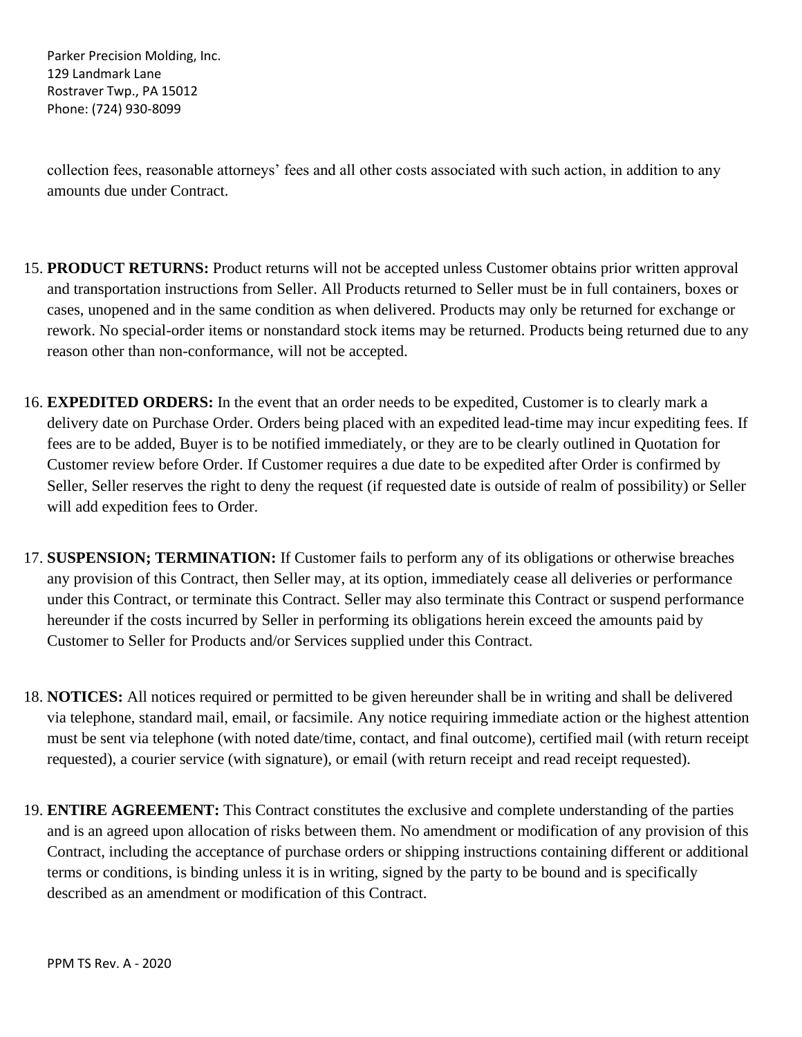Parker Precision Molding, Inc.
129 Landmark Lane
Rostraver Twp., PA 15012
Phone: (724) 930-8099

collection fees, reasonable attorneys' fees and all other costs associated with such action, in addition to any amounts due under Contract.

15. **PRODUCT RETURNS:** Product returns will not be accepted unless Customer obtains prior written approval and transportation instructions from Seller. All Products returned to Seller must be in full containers, boxes or cases, unopened and in the same condition as when delivered. Products may only be returned for exchange or rework. No special-order items or nonstandard stock items may be returned. Products being returned due to any reason other than non-conformance, will not be accepted.

16. **EXPEDITED ORDERS:** In the event that an order needs to be expedited, Customer is to clearly mark a delivery date on Purchase Order. Orders being placed with an expedited lead-time may incur expediting fees. If fees are to be added, Buyer is to be notified immediately, or they are to be clearly outlined in Quotation for Customer review before Order. If Customer requires a due date to be expedited after Order is confirmed by Seller, Seller reserves the right to deny the request (if requested date is outside of realm of possibility) or Seller will add expedition fees to Order.

17. **SUSPENSION; TERMINATION:** If Customer fails to perform any of its obligations or otherwise breaches any provision of this Contract, then Seller may, at its option, immediately cease all deliveries or performance under this Contract, or terminate this Contract. Seller may also terminate this Contract or suspend performance hereunder if the costs incurred by Seller in performing its obligations herein exceed the amounts paid by Customer to Seller for Products and/or Services supplied under this Contract.

18. **NOTICES:** All notices required or permitted to be given hereunder shall be in writing and shall be delivered via telephone, standard mail, email, or facsimile. Any notice requiring immediate action or the highest attention must be sent via telephone (with noted date/time, contact, and final outcome), certified mail (with return receipt requested), a courier service (with signature), or email (with return receipt and read receipt requested).

19. **ENTIRE AGREEMENT:** This Contract constitutes the exclusive and complete understanding of the parties and is an agreed upon allocation of risks between them. No amendment or modification of any provision of this Contract, including the acceptance of purchase orders or shipping instructions containing different or additional terms or conditions, is binding unless it is in writing, signed by the party to be bound and is specifically described as an amendment or modification of this Contract.

PPM TS Rev. A - 2020